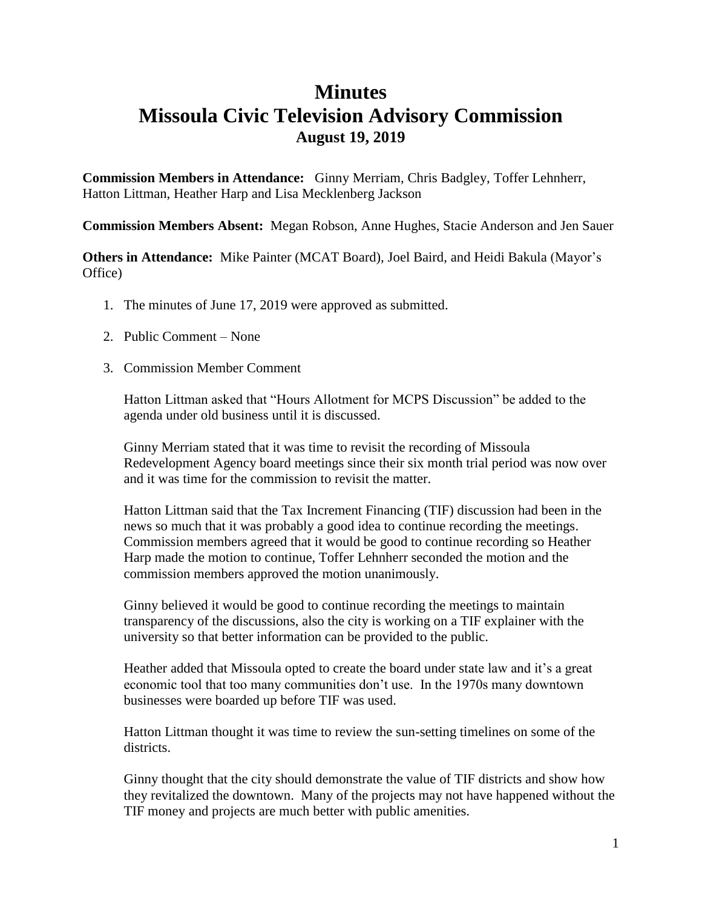# Minutes
# Missoula Civic Television Advisory Commission
### August 19, 2019

**Commission Members in Attendance:** Ginny Merriam, Chris Badgley, Toffer Lehnherr, Hatton Littman, Heather Harp and Lisa Mecklenberg Jackson

**Commission Members Absent:** Megan Robson, Anne Hughes, Stacie Anderson and Jen Sauer

**Others in Attendance:** Mike Painter (MCAT Board), Joel Baird, and Heidi Bakula (Mayor's Office)

1. The minutes of June 17, 2019 were approved as submitted.

2. Public Comment – None

3. Commission Member Comment

   Hatton Littman asked that "Hours Allotment for MCPS Discussion" be added to the agenda under old business until it is discussed.

   Ginny Merriam stated that it was time to revisit the recording of Missoula Redevelopment Agency board meetings since their six month trial period was now over and it was time for the commission to revisit the matter.

   Hatton Littman said that the Tax Increment Financing (TIF) discussion had been in the news so much that it was probably a good idea to continue recording the meetings. Commission members agreed that it would be good to continue recording so Heather Harp made the motion to continue, Toffer Lehnherr seconded the motion and the commission members approved the motion unanimously.

   Ginny believed it would be good to continue recording the meetings to maintain transparency of the discussions, also the city is working on a TIF explainer with the university so that better information can be provided to the public.

   Heather added that Missoula opted to create the board under state law and it's a great economic tool that too many communities don't use. In the 1970s many downtown businesses were boarded up before TIF was used.

   Hatton Littman thought it was time to review the sun-setting timelines on some of the districts.

   Ginny thought that the city should demonstrate the value of TIF districts and show how they revitalized the downtown. Many of the projects may not have happened without the TIF money and projects are much better with public amenities.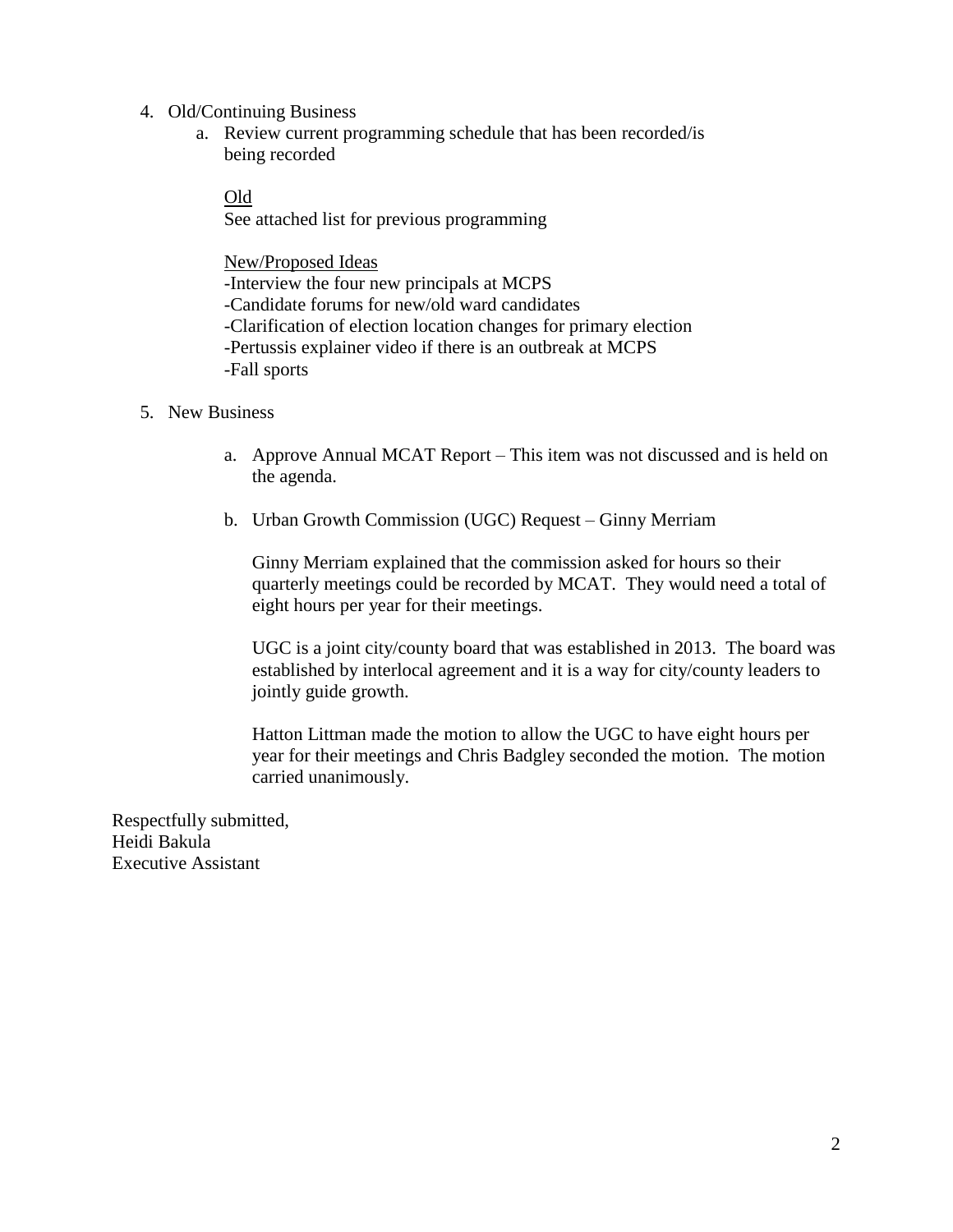4. Old/Continuing Business
   a. Review current programming schedule that has been recorded/is being recorded

      Old
      See attached list for previous programming

      New/Proposed Ideas
      -Interview the four new principals at MCPS
      -Candidate forums for new/old ward candidates
      -Clarification of election location changes for primary election
      -Pertussis explainer video if there is an outbreak at MCPS
      -Fall sports

5. New Business

   a. Approve Annual MCAT Report – This item was not discussed and is held on the agenda.

   b. Urban Growth Commission (UGC) Request – Ginny Merriam

      Ginny Merriam explained that the commission asked for hours so their quarterly meetings could be recorded by MCAT. They would need a total of eight hours per year for their meetings.

      UGC is a joint city/county board that was established in 2013. The board was established by interlocal agreement and it is a way for city/county leaders to jointly guide growth.

      Hatton Littman made the motion to allow the UGC to have eight hours per year for their meetings and Chris Badgley seconded the motion. The motion carried unanimously.

Respectfully submitted,
Heidi Bakula
Executive Assistant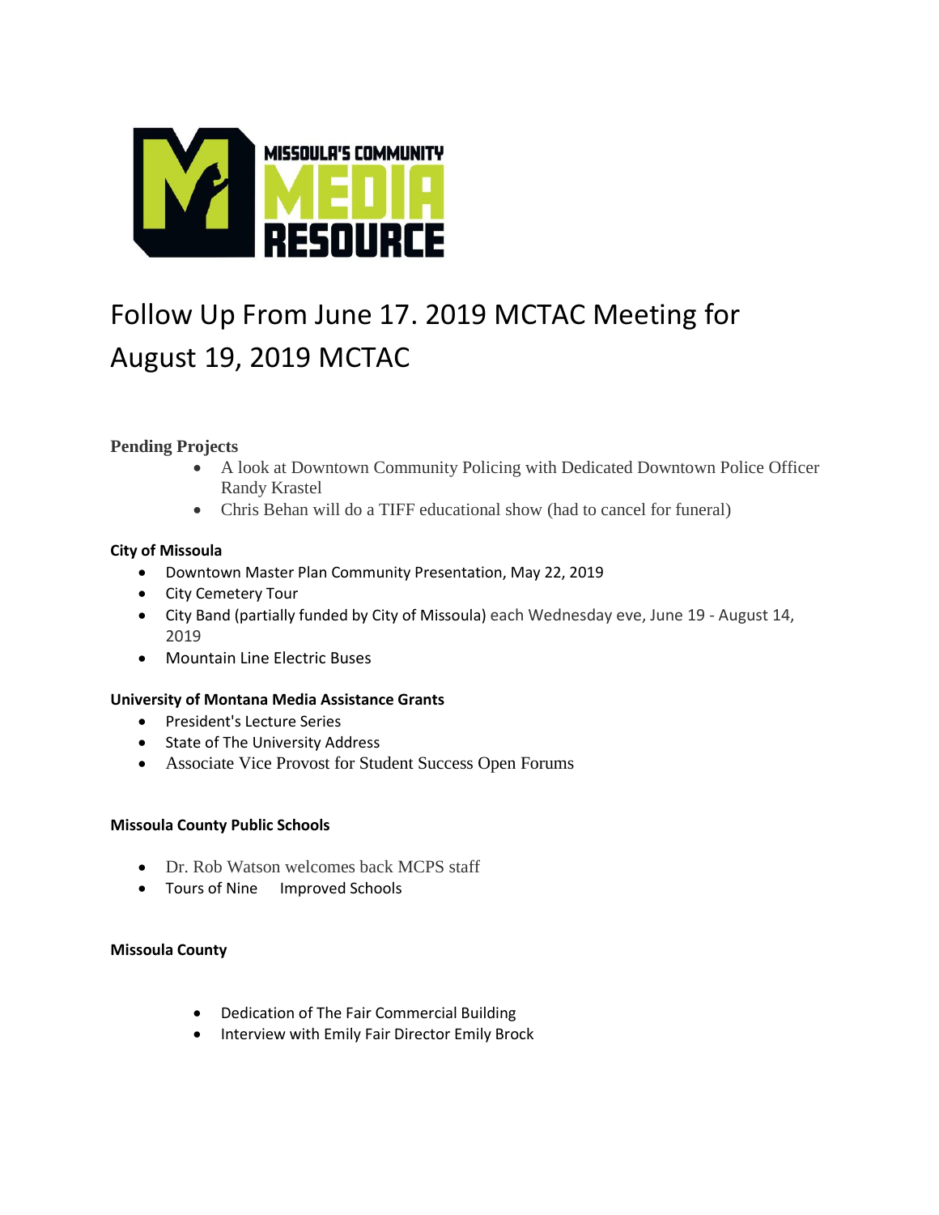# Follow Up From June 17. 2019 MCTAC Meeting for August 19, 2019 MCTAC

**Pending Projects**

- A look at Downtown Community Policing with Dedicated Downtown Police Officer Randy Krastel
- Chris Behan will do a TIFF educational show (had to cancel for funeral)

**City of Missoula**

- Downtown Master Plan Community Presentation, May 22, 2019
- City Cemetery Tour
- City Band (partially funded by City of Missoula) each Wednesday eve, June 19 - August 14, 2019
- Mountain Line Electric Buses

**University of Montana Media Assistance Grants**

- President's Lecture Series
- State of The University Address
- Associate Vice Provost for Student Success Open Forums

**Missoula County Public Schools**

- Dr. Rob Watson welcomes back MCPS staff
- Tours of Nine Improved Schools

**Missoula County**

- Dedication of The Fair Commercial Building
- Interview with Emily Fair Director Emily Brock